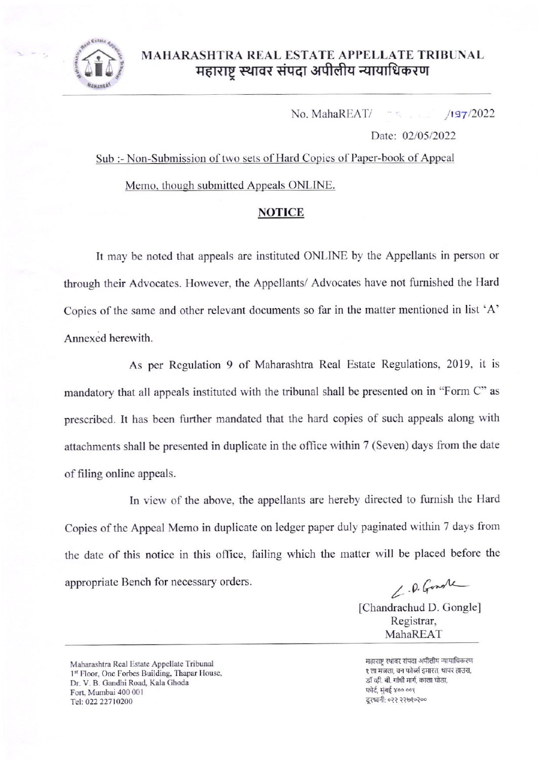# MAHARASHTRA REAL ESTATE APPELLATE TRIBUNAL
# महाराष्ट्र स्थावर संपदा अपीलीय न्यायाधिकरण

No. MahaREAT/ /197/2022

Date: 02/05/2022

Sub :- Non-Submission of two sets of Hard Copies of Paper-book of Appeal Memo, though submitted Appeals ONLINE.

## NOTICE

It may be noted that appeals are instituted ONLINE by the Appellants in person or through their Advocates. However, the Appellants/ Advocates have not furnished the Hard Copies of the same and other relevant documents so far in the matter mentioned in list 'A' Annexed herewith.

As per Regulation 9 of Maharashtra Real Estate Regulations, 2019, it is mandatory that all appeals instituted with the tribunal shall be presented on in "Form C" as prescribed. It has been further mandated that the hard copies of such appeals along with attachments shall be presented in duplicate in the office within 7 (Seven) days from the date of filing online appeals.

In view of the above, the appellants are hereby directed to furnish the Hard Copies of the Appeal Memo in duplicate on ledger paper duly paginated within 7 days from the date of this notice in this office, failing which the matter will be placed before the appropriate Bench for necessary orders.

[Chandrachud D. Gongle]
Registrar,
MahaREAT

Maharashtra Real Estate Appellate Tribunal
1st Floor, One Forbes Building, Thapar House,
Dr. V. B. Gandhi Road, Kala Ghoda
Fort, Mumbai 400 001
Tel: 022 22710200

महाराष्ट्र स्थावर संपदा अपीलीय न्यायाधिकरण
१ ला मजला, वन फोर्ब्स इमारत, थापर हाउस,
डॉ व्ही. बी. गांधी मार्ग, काला घोडा,
फोर्ट, मुंबई ४०० ००१
दूरध्वनी: ०२२ २२७१०२००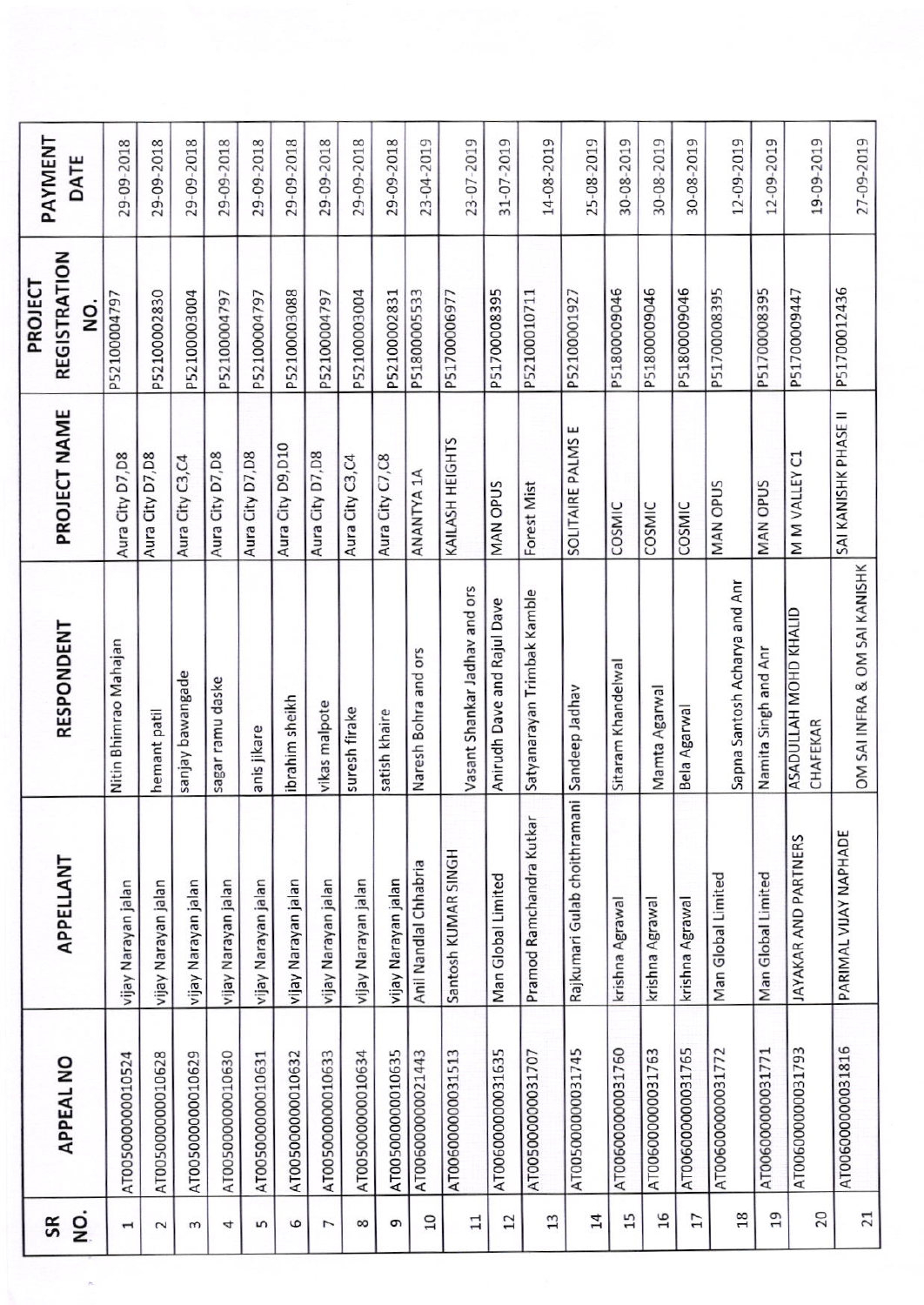| SR NO. | APPEAL NO | APPELLANT | RESPONDENT | PROJECT NAME | PROJECT REGISTRATION NO. | PAYMENT DATE |
|---|---|---|---|---|---|---|
| 1 | AT005000000010524 | vijay Narayan jalan | Nitin Bhimrao Mahajan | Aura City D7,D8 | P52100004797 | 29-09-2018 |
| 2 | AT005000000010628 | vijay Narayan jalan | hemant patil | Aura City D7,D8 | P52100002830 | 29-09-2018 |
| 3 | AT005000000010629 | vijay Narayan jalan | sanjay bawangade | Aura City C3,C4 | P52100003004 | 29-09-2018 |
| 4 | AT005000000010630 | vijay Narayan jalan | sagar ramu daske | Aura City D7,D8 | P52100004797 | 29-09-2018 |
| 5 | AT005000000010631 | vijay Narayan jalan | anis jikare | Aura City D7,D8 | P52100004797 | 29-09-2018 |
| 6 | AT005000000010632 | vijay Narayan jalan | ibrahim sheikh | Aura City D9,D10 | P52100003088 | 29-09-2018 |
| 7 | AT005000000010633 | vijay Narayan jalan | vikas malpote | Aura City D7,D8 | P52100004797 | 29-09-2018 |
| 8 | AT005000000010634 | vijay Narayan jalan | suresh firake | Aura City C3,C4 | P52100003004 | 29-09-2018 |
| 9 | AT005000000010635 | vijay Narayan jalan | satish khaire | Aura City C7,C8 | P52100002831 | 29-09-2018 |
| 10 | AT006000000021443 | Anil Nandlal Chhabria | Naresh Bohra and ors | ANANTYA 1A | P51800005533 | 23-04-2019 |
| 11 | AT006000000031513 | Santosh KUMAR SINGH | Vasant Shankar Jadhav and ors | KAILASH HEIGHTS | P51700006977 | 23-07-2019 |
| 12 | AT006000000031635 | Man Global Limited | Anirudh Dave and Rajul Dave | MAN OPUS | P51700008395 | 31-07-2019 |
| 13 | AT005000000031707 | Pramod Ramchandra Kutkar | Satyanarayan Trimbak Kamble | Forest Mist | P52100010711 | 14-08-2019 |
| 14 | AT005000000031745 | Rajkumari Gulab choithramani | Sandeep Jadhav | SOLITAIRE PALMS E | P52100001927 | 25-08-2019 |
| 15 | AT006000000031760 | krishna Agrawal | Sitaram Khandelwal | COSMIC | P51800009046 | 30-08-2019 |
| 16 | AT006000000031763 | krishna Agrawal | Mamta Agarwal | COSMIC | P51800009046 | 30-08-2019 |
| 17 | AT006000000031765 | krishna Agrawal | Bela Agarwal | COSMIC | P51800009046 | 30-08-2019 |
| 18 | AT006000000031772 | Man Global Limited | Sapna Santosh Acharya and Anr | MAN OPUS | P51700008395 | 12-09-2019 |
| 19 | AT006000000031771 | Man Global Limited | Namita Singh and Anr | MAN OPUS | P51700008395 | 12-09-2019 |
| 20 | AT006000000031793 | JAYAKAR AND PARTNERS | ASADULLAH MOHD KHALID CHAFEKAR | M M VALLEY C1 | P51700009447 | 19-09-2019 |
| 21 | AT006000000031816 | PARIMAL VIJAY NAPHADE | OM SAI INFRA & OM SAI KANISHK | SAI KANISHK PHASE II | P51700012436 | 27-09-2019 |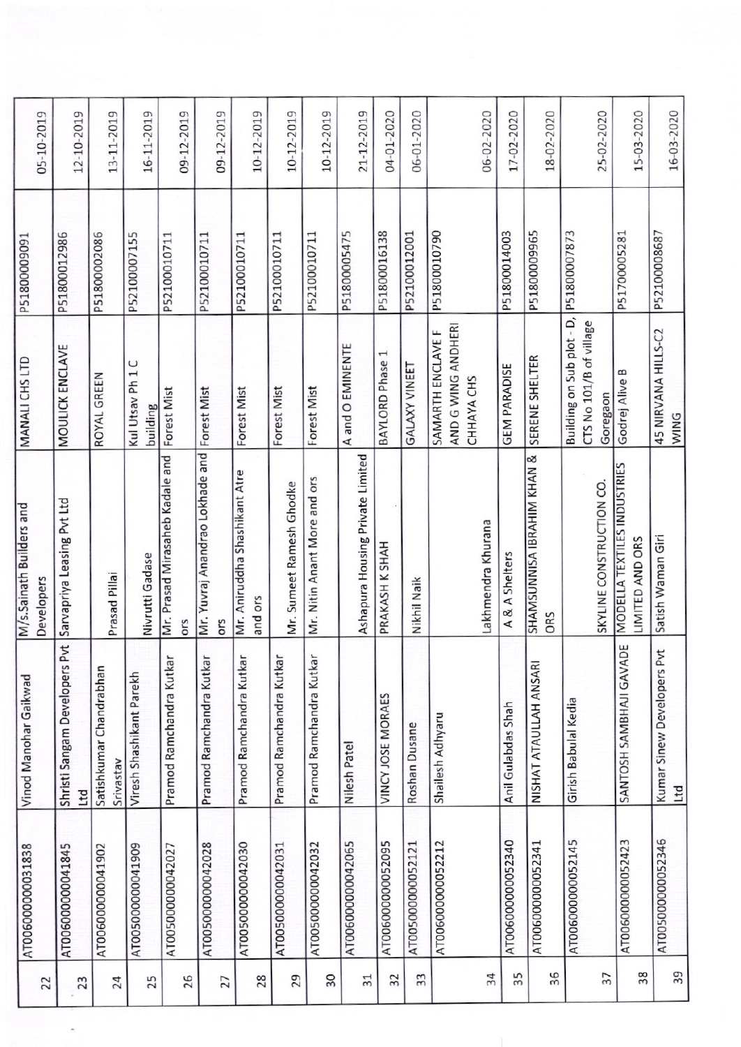| | | | | | | |
|---|---|---|---|---|---|---|
| 22 | AT006000000031838 | Vinod Manohar Gaikwad | M/s.Sainath Builders and Developers | MANALI CHS LTD | P51800009091 | 05-10-2019 |
| 23 | AT006000000041845 | Shristi Sangam Developers Pvt Ltd | Sarvapriya Leasing Pvt Ltd | MOULICK ENCLAVE | P51800012986 | 12-10-2019 |
| 24 | AT006000000041902 | Satishkumar Chandrabhan Srivastav | Prasad Pillai | ROYAL GREEN | P51800002086 | 13-11-2019 |
| 25 | AT005000000041909 | Viresh Shashikant Parekh | Nivrutti Gadase | Kul Utsav Ph 1 C building | P52100007155 | 16-11-2019 |
| 26 | AT005000000042027 | Pramod Ramchandra Kutkar | Mr. Prasad Mirasaheb Kadale and ors | Forest Mist | P52100010711 | 09-12-2019 |
| 27 | AT005000000042028 | Pramod Ramchandra Kutkar | Mr. Yuvraj Anandrao Lokhade and ors | Forest Mist | P52100010711 | 09-12-2019 |
| 28 | AT005000000042030 | Pramod Ramchandra Kutkar | Mr. Aniruddha Shashikant Atre and ors | Forest Mist | P52100010711 | 10-12-2019 |
| 29 | AT005000000042031 | Pramod Ramchandra Kutkar | Mr. Sumeet Ramesh Ghodke | Forest Mist | P52100010711 | 10-12-2019 |
| 30 | AT005000000042032 | Pramod Ramchandra Kutkar | Mr. Nitin Anant More and ors | Forest Mist | P52100010711 | 10-12-2019 |
| 31 | AT006000000042065 | Nilesh Patel | Ashapura Housing Private Limited | A and O EMINENTE | P51800005475 | 21-12-2019 |
| 32 | AT006000000052095 | VINCY JOSE MORAES | PRAKASH K SHAH | BAYLORD Phase 1 | P51800016138 | 04-01-2020 |
| 33 | AT005000000052121 | Roshan Dusane | Nikhil Naik | GALAXY VINEET | P52100012001 | 06-01-2020 |
| 34 | AT006000000052212 | Shailesh Adhyaru | Lakhmendra Khurana | SAMARTH ENCLAVE F AND G WING ANDHERI CHHAYA CHS | P51800010790 | 06-02-2020 |
| 35 | AT006000000052340 | Anil Gulabdas Shah | A & A Shelters | GEM PARADISE | P51800014003 | 17-02-2020 |
| 36 | AT006000000052341 | NISHAT ATAULLAH ANSARI | SHAMSUNNISA IBRAHIM KHAN & ORS | SERENE SHELTER | P51800009965 | 18-02-2020 |
| 37 | AT006000000052145 | Girish Babulal Kedia | SKYLINE CONSTRUCTION CO. | Building on Sub plot - D, CTS No 101/B of village Goregaon | P51800007873 | 25-02-2020 |
| 38 | AT006000000052423 | SANTOSH SAMBHAJI GAVADE | MODELLA TEXTILES INDUSTRIES LIMITED AND ORS | Godrej Alive B | P51700005281 | 15-03-2020 |
| 39 | AT005000000052346 | Kumar Sinew Developers Pvt Ltd | Satish Waman Giri | 45 NIRVANA HILLS-C2 WING | P52100008687 | 16-03-2020 |